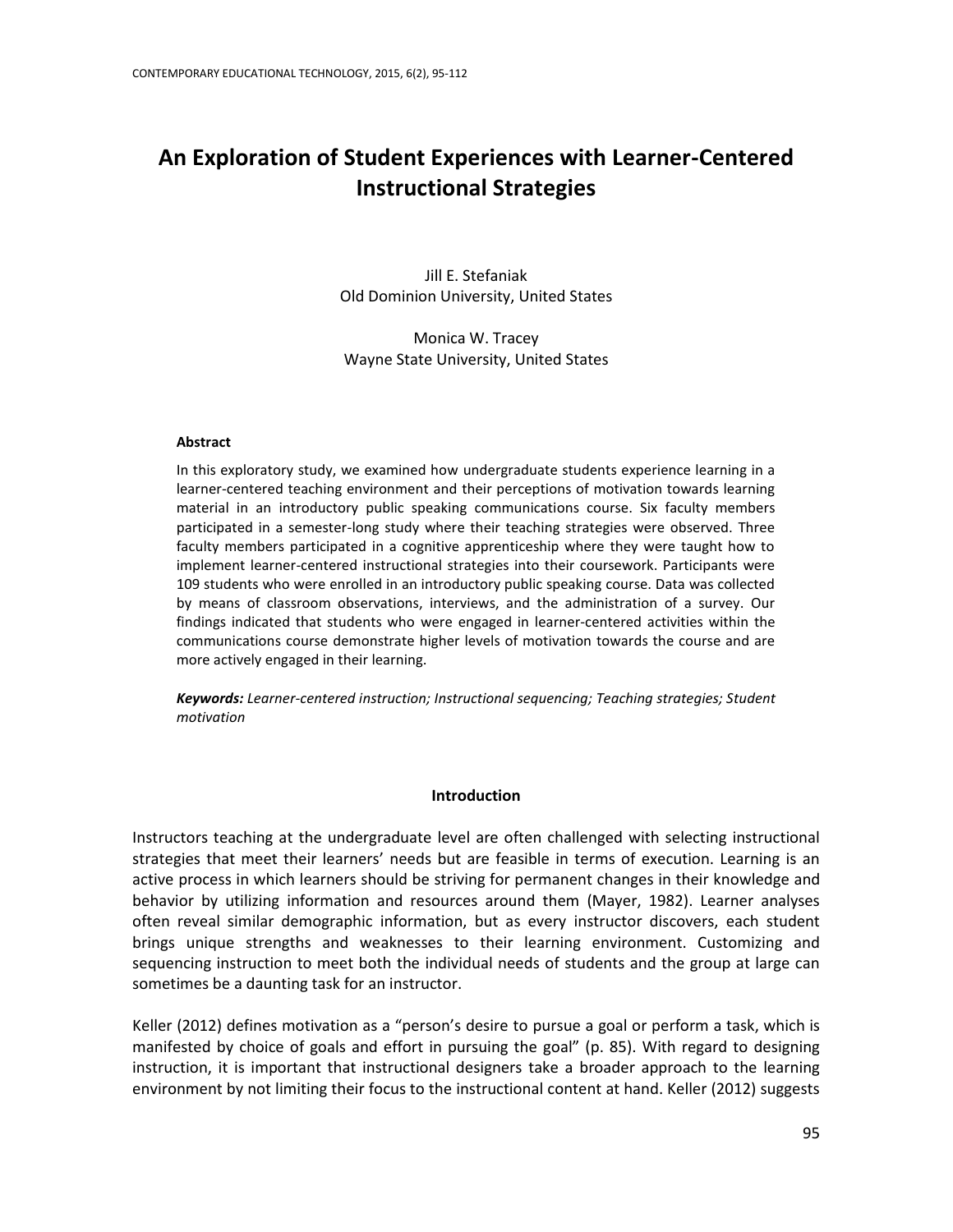# An Exploration of Student Experiences with Learner-Centered Instructional Strategies

Jill E. Stefaniak
Old Dominion University, United States

Monica W. Tracey
Wayne State University, United States

**Abstract**

In this exploratory study, we examined how undergraduate students experience learning in a learner-centered teaching environment and their perceptions of motivation towards learning material in an introductory public speaking communications course. Six faculty members participated in a semester-long study where their teaching strategies were observed. Three faculty members participated in a cognitive apprenticeship where they were taught how to implement learner-centered instructional strategies into their coursework. Participants were 109 students who were enrolled in an introductory public speaking course. Data was collected by means of classroom observations, interviews, and the administration of a survey. Our findings indicated that students who were engaged in learner-centered activities within the communications course demonstrate higher levels of motivation towards the course and are more actively engaged in their learning.

***Keywords:*** *Learner-centered instruction; Instructional sequencing; Teaching strategies; Student motivation*

## Introduction

Instructors teaching at the undergraduate level are often challenged with selecting instructional strategies that meet their learners' needs but are feasible in terms of execution. Learning is an active process in which learners should be striving for permanent changes in their knowledge and behavior by utilizing information and resources around them (Mayer, 1982). Learner analyses often reveal similar demographic information, but as every instructor discovers, each student brings unique strengths and weaknesses to their learning environment. Customizing and sequencing instruction to meet both the individual needs of students and the group at large can sometimes be a daunting task for an instructor.

Keller (2012) defines motivation as a "person's desire to pursue a goal or perform a task, which is manifested by choice of goals and effort in pursuing the goal" (p. 85). With regard to designing instruction, it is important that instructional designers take a broader approach to the learning environment by not limiting their focus to the instructional content at hand. Keller (2012) suggests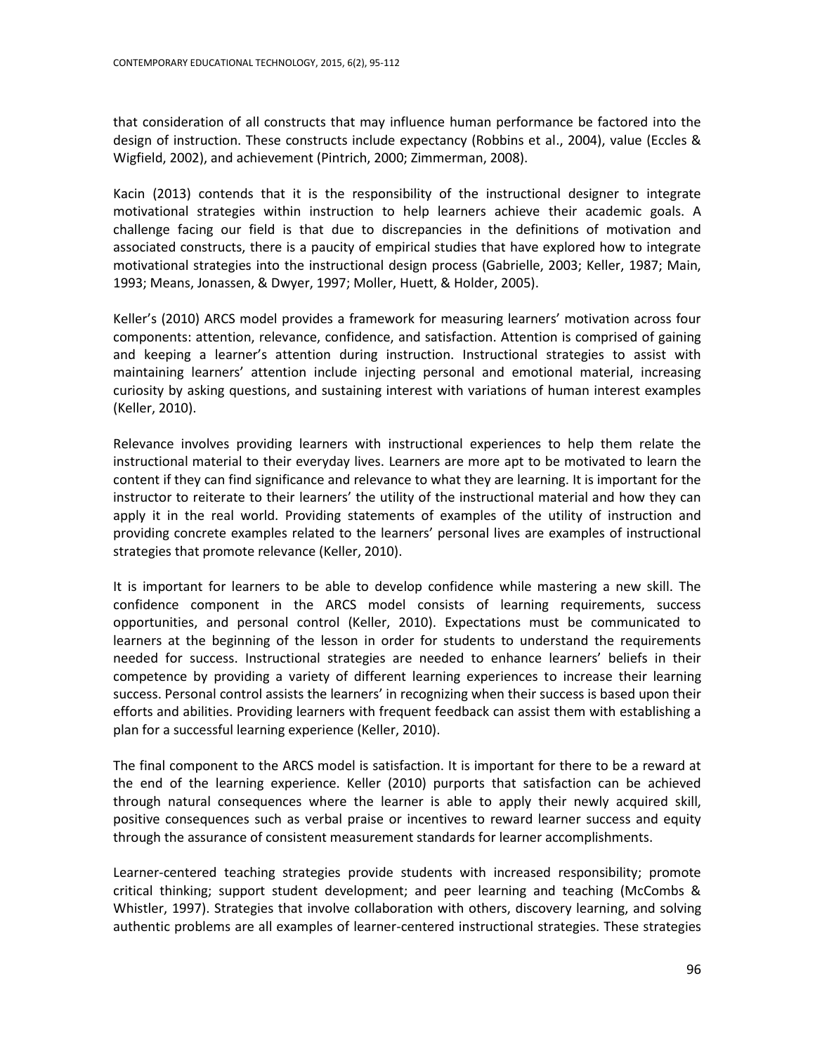that consideration of all constructs that may influence human performance be factored into the design of instruction. These constructs include expectancy (Robbins et al., 2004), value (Eccles & Wigfield, 2002), and achievement (Pintrich, 2000; Zimmerman, 2008).

Kacin (2013) contends that it is the responsibility of the instructional designer to integrate motivational strategies within instruction to help learners achieve their academic goals. A challenge facing our field is that due to discrepancies in the definitions of motivation and associated constructs, there is a paucity of empirical studies that have explored how to integrate motivational strategies into the instructional design process (Gabrielle, 2003; Keller, 1987; Main, 1993; Means, Jonassen, & Dwyer, 1997; Moller, Huett, & Holder, 2005).

Keller's (2010) ARCS model provides a framework for measuring learners' motivation across four components: attention, relevance, confidence, and satisfaction. Attention is comprised of gaining and keeping a learner's attention during instruction. Instructional strategies to assist with maintaining learners' attention include injecting personal and emotional material, increasing curiosity by asking questions, and sustaining interest with variations of human interest examples (Keller, 2010).

Relevance involves providing learners with instructional experiences to help them relate the instructional material to their everyday lives. Learners are more apt to be motivated to learn the content if they can find significance and relevance to what they are learning. It is important for the instructor to reiterate to their learners' the utility of the instructional material and how they can apply it in the real world. Providing statements of examples of the utility of instruction and providing concrete examples related to the learners' personal lives are examples of instructional strategies that promote relevance (Keller, 2010).

It is important for learners to be able to develop confidence while mastering a new skill. The confidence component in the ARCS model consists of learning requirements, success opportunities, and personal control (Keller, 2010). Expectations must be communicated to learners at the beginning of the lesson in order for students to understand the requirements needed for success. Instructional strategies are needed to enhance learners' beliefs in their competence by providing a variety of different learning experiences to increase their learning success. Personal control assists the learners' in recognizing when their success is based upon their efforts and abilities. Providing learners with frequent feedback can assist them with establishing a plan for a successful learning experience (Keller, 2010).

The final component to the ARCS model is satisfaction. It is important for there to be a reward at the end of the learning experience. Keller (2010) purports that satisfaction can be achieved through natural consequences where the learner is able to apply their newly acquired skill, positive consequences such as verbal praise or incentives to reward learner success and equity through the assurance of consistent measurement standards for learner accomplishments.

Learner-centered teaching strategies provide students with increased responsibility; promote critical thinking; support student development; and peer learning and teaching (McCombs & Whistler, 1997). Strategies that involve collaboration with others, discovery learning, and solving authentic problems are all examples of learner-centered instructional strategies. These strategies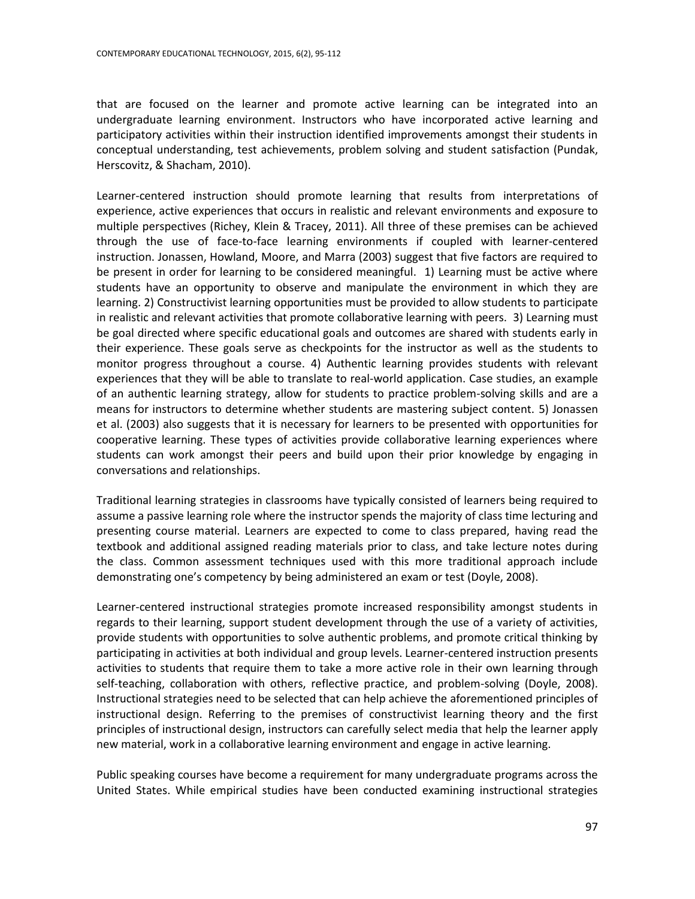that are focused on the learner and promote active learning can be integrated into an undergraduate learning environment. Instructors who have incorporated active learning and participatory activities within their instruction identified improvements amongst their students in conceptual understanding, test achievements, problem solving and student satisfaction (Pundak, Herscovitz, & Shacham, 2010).

Learner-centered instruction should promote learning that results from interpretations of experience, active experiences that occurs in realistic and relevant environments and exposure to multiple perspectives (Richey, Klein & Tracey, 2011). All three of these premises can be achieved through the use of face-to-face learning environments if coupled with learner-centered instruction. Jonassen, Howland, Moore, and Marra (2003) suggest that five factors are required to be present in order for learning to be considered meaningful. 1) Learning must be active where students have an opportunity to observe and manipulate the environment in which they are learning. 2) Constructivist learning opportunities must be provided to allow students to participate in realistic and relevant activities that promote collaborative learning with peers. 3) Learning must be goal directed where specific educational goals and outcomes are shared with students early in their experience. These goals serve as checkpoints for the instructor as well as the students to monitor progress throughout a course. 4) Authentic learning provides students with relevant experiences that they will be able to translate to real-world application. Case studies, an example of an authentic learning strategy, allow for students to practice problem-solving skills and are a means for instructors to determine whether students are mastering subject content. 5) Jonassen et al. (2003) also suggests that it is necessary for learners to be presented with opportunities for cooperative learning. These types of activities provide collaborative learning experiences where students can work amongst their peers and build upon their prior knowledge by engaging in conversations and relationships.

Traditional learning strategies in classrooms have typically consisted of learners being required to assume a passive learning role where the instructor spends the majority of class time lecturing and presenting course material. Learners are expected to come to class prepared, having read the textbook and additional assigned reading materials prior to class, and take lecture notes during the class. Common assessment techniques used with this more traditional approach include demonstrating one's competency by being administered an exam or test (Doyle, 2008).

Learner-centered instructional strategies promote increased responsibility amongst students in regards to their learning, support student development through the use of a variety of activities, provide students with opportunities to solve authentic problems, and promote critical thinking by participating in activities at both individual and group levels. Learner-centered instruction presents activities to students that require them to take a more active role in their own learning through self-teaching, collaboration with others, reflective practice, and problem-solving (Doyle, 2008). Instructional strategies need to be selected that can help achieve the aforementioned principles of instructional design. Referring to the premises of constructivist learning theory and the first principles of instructional design, instructors can carefully select media that help the learner apply new material, work in a collaborative learning environment and engage in active learning.

Public speaking courses have become a requirement for many undergraduate programs across the United States. While empirical studies have been conducted examining instructional strategies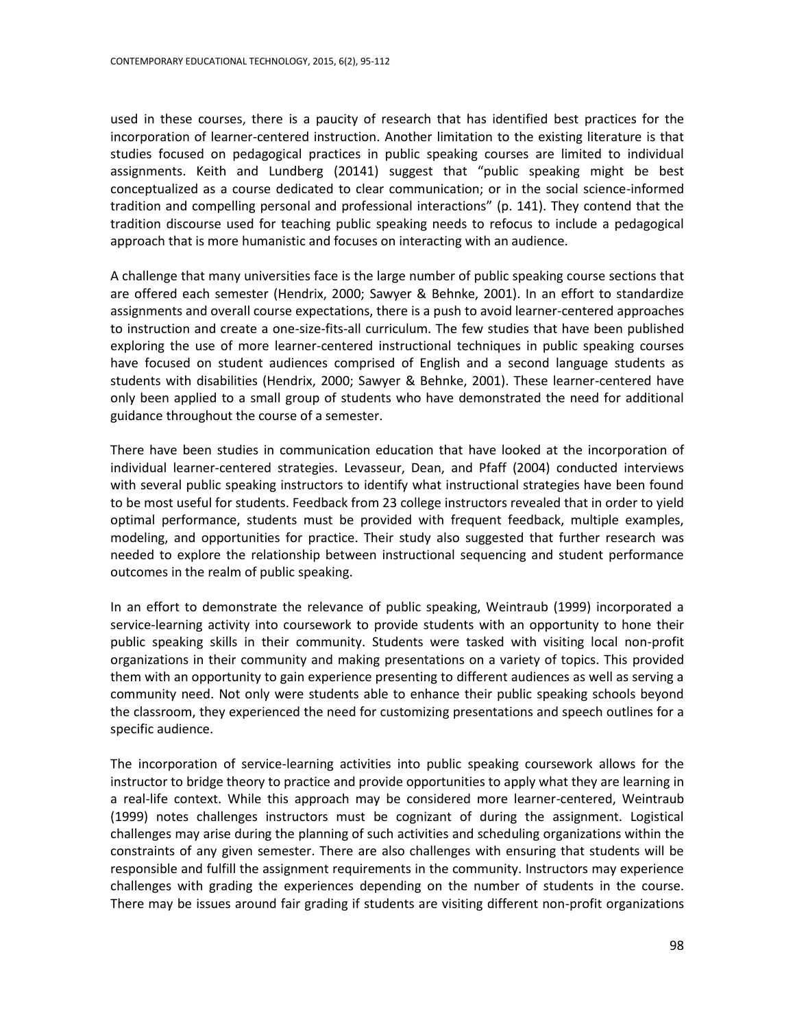used in these courses, there is a paucity of research that has identified best practices for the incorporation of learner-centered instruction. Another limitation to the existing literature is that studies focused on pedagogical practices in public speaking courses are limited to individual assignments. Keith and Lundberg (20141) suggest that "public speaking might be best conceptualized as a course dedicated to clear communication; or in the social science-informed tradition and compelling personal and professional interactions" (p. 141). They contend that the tradition discourse used for teaching public speaking needs to refocus to include a pedagogical approach that is more humanistic and focuses on interacting with an audience.

A challenge that many universities face is the large number of public speaking course sections that are offered each semester (Hendrix, 2000; Sawyer & Behnke, 2001). In an effort to standardize assignments and overall course expectations, there is a push to avoid learner-centered approaches to instruction and create a one-size-fits-all curriculum. The few studies that have been published exploring the use of more learner-centered instructional techniques in public speaking courses have focused on student audiences comprised of English and a second language students as students with disabilities (Hendrix, 2000; Sawyer & Behnke, 2001). These learner-centered have only been applied to a small group of students who have demonstrated the need for additional guidance throughout the course of a semester.

There have been studies in communication education that have looked at the incorporation of individual learner-centered strategies. Levasseur, Dean, and Pfaff (2004) conducted interviews with several public speaking instructors to identify what instructional strategies have been found to be most useful for students. Feedback from 23 college instructors revealed that in order to yield optimal performance, students must be provided with frequent feedback, multiple examples, modeling, and opportunities for practice. Their study also suggested that further research was needed to explore the relationship between instructional sequencing and student performance outcomes in the realm of public speaking.

In an effort to demonstrate the relevance of public speaking, Weintraub (1999) incorporated a service-learning activity into coursework to provide students with an opportunity to hone their public speaking skills in their community. Students were tasked with visiting local non-profit organizations in their community and making presentations on a variety of topics. This provided them with an opportunity to gain experience presenting to different audiences as well as serving a community need. Not only were students able to enhance their public speaking schools beyond the classroom, they experienced the need for customizing presentations and speech outlines for a specific audience.

The incorporation of service-learning activities into public speaking coursework allows for the instructor to bridge theory to practice and provide opportunities to apply what they are learning in a real-life context. While this approach may be considered more learner-centered, Weintraub (1999) notes challenges instructors must be cognizant of during the assignment. Logistical challenges may arise during the planning of such activities and scheduling organizations within the constraints of any given semester. There are also challenges with ensuring that students will be responsible and fulfill the assignment requirements in the community. Instructors may experience challenges with grading the experiences depending on the number of students in the course. There may be issues around fair grading if students are visiting different non-profit organizations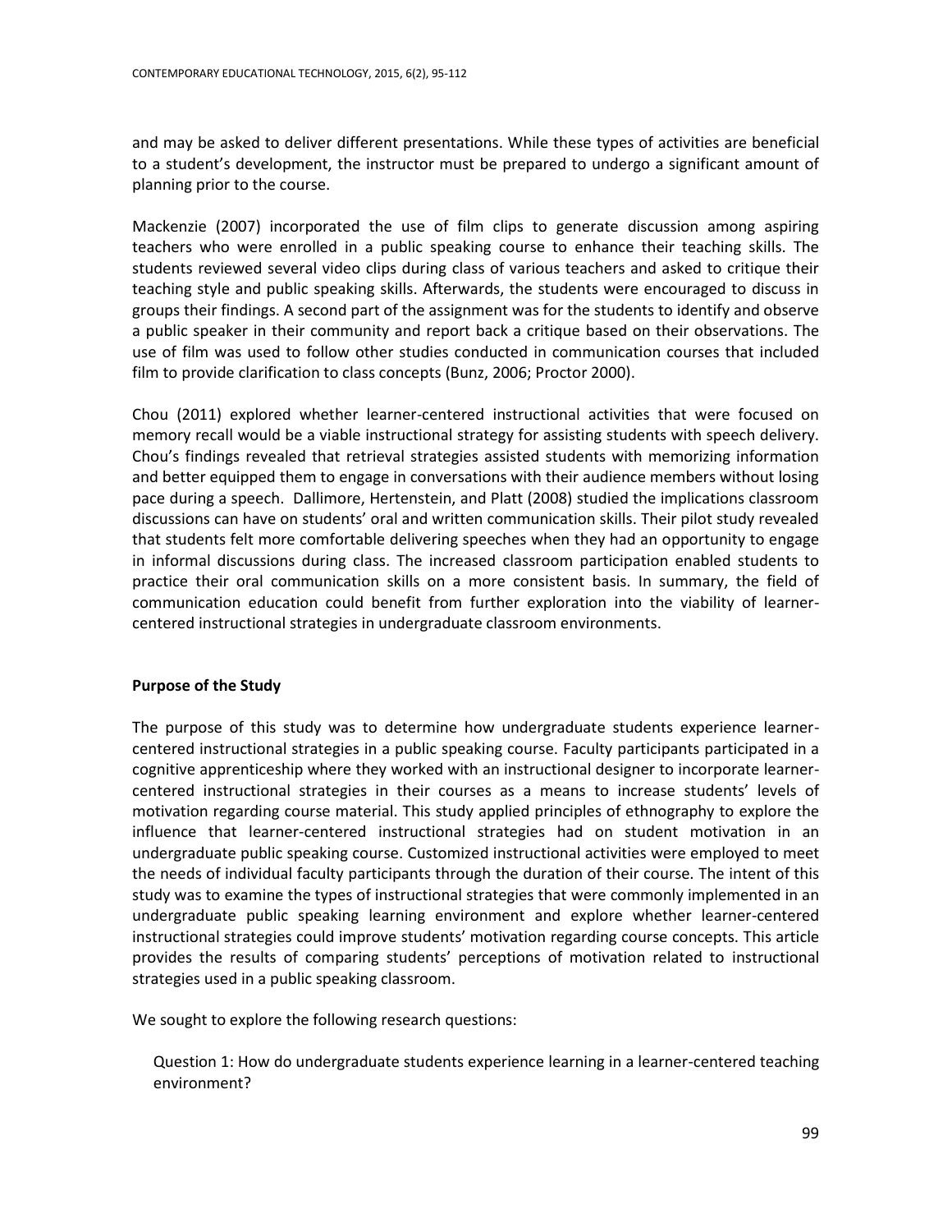and may be asked to deliver different presentations. While these types of activities are beneficial to a student's development, the instructor must be prepared to undergo a significant amount of planning prior to the course.

Mackenzie (2007) incorporated the use of film clips to generate discussion among aspiring teachers who were enrolled in a public speaking course to enhance their teaching skills. The students reviewed several video clips during class of various teachers and asked to critique their teaching style and public speaking skills. Afterwards, the students were encouraged to discuss in groups their findings. A second part of the assignment was for the students to identify and observe a public speaker in their community and report back a critique based on their observations. The use of film was used to follow other studies conducted in communication courses that included film to provide clarification to class concepts (Bunz, 2006; Proctor 2000).

Chou (2011) explored whether learner-centered instructional activities that were focused on memory recall would be a viable instructional strategy for assisting students with speech delivery. Chou's findings revealed that retrieval strategies assisted students with memorizing information and better equipped them to engage in conversations with their audience members without losing pace during a speech. Dallimore, Hertenstein, and Platt (2008) studied the implications classroom discussions can have on students' oral and written communication skills. Their pilot study revealed that students felt more comfortable delivering speeches when they had an opportunity to engage in informal discussions during class. The increased classroom participation enabled students to practice their oral communication skills on a more consistent basis. In summary, the field of communication education could benefit from further exploration into the viability of learner-centered instructional strategies in undergraduate classroom environments.

**Purpose of the Study**

The purpose of this study was to determine how undergraduate students experience learner-centered instructional strategies in a public speaking course. Faculty participants participated in a cognitive apprenticeship where they worked with an instructional designer to incorporate learner-centered instructional strategies in their courses as a means to increase students' levels of motivation regarding course material. This study applied principles of ethnography to explore the influence that learner-centered instructional strategies had on student motivation in an undergraduate public speaking course. Customized instructional activities were employed to meet the needs of individual faculty participants through the duration of their course. The intent of this study was to examine the types of instructional strategies that were commonly implemented in an undergraduate public speaking learning environment and explore whether learner-centered instructional strategies could improve students' motivation regarding course concepts. This article provides the results of comparing students' perceptions of motivation related to instructional strategies used in a public speaking classroom.

We sought to explore the following research questions:

Question 1: How do undergraduate students experience learning in a learner-centered teaching environment?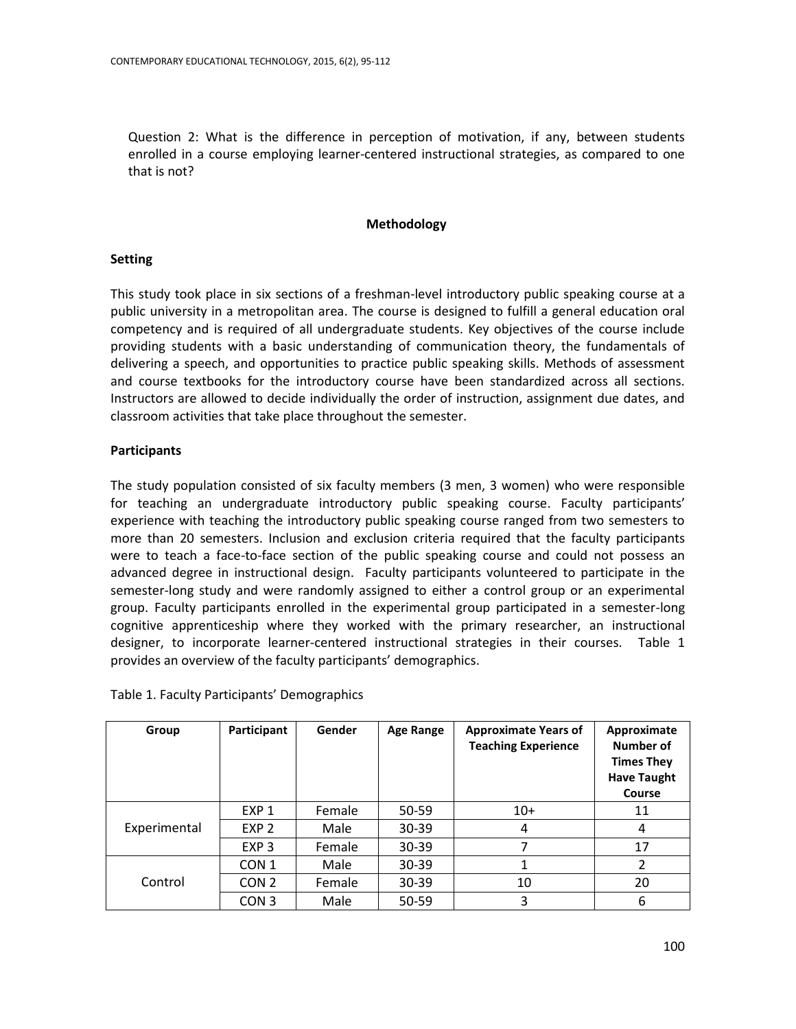Question 2: What is the difference in perception of motivation, if any, between students enrolled in a course employing learner-centered instructional strategies, as compared to one that is not?

## Methodology

### Setting

This study took place in six sections of a freshman-level introductory public speaking course at a public university in a metropolitan area. The course is designed to fulfill a general education oral competency and is required of all undergraduate students. Key objectives of the course include providing students with a basic understanding of communication theory, the fundamentals of delivering a speech, and opportunities to practice public speaking skills. Methods of assessment and course textbooks for the introductory course have been standardized across all sections. Instructors are allowed to decide individually the order of instruction, assignment due dates, and classroom activities that take place throughout the semester.

### Participants

The study population consisted of six faculty members (3 men, 3 women) who were responsible for teaching an undergraduate introductory public speaking course. Faculty participants' experience with teaching the introductory public speaking course ranged from two semesters to more than 20 semesters. Inclusion and exclusion criteria required that the faculty participants were to teach a face-to-face section of the public speaking course and could not possess an advanced degree in instructional design. Faculty participants volunteered to participate in the semester-long study and were randomly assigned to either a control group or an experimental group. Faculty participants enrolled in the experimental group participated in a semester-long cognitive apprenticeship where they worked with the primary researcher, an instructional designer, to incorporate learner-centered instructional strategies in their courses. Table 1 provides an overview of the faculty participants' demographics.

Table 1. Faculty Participants' Demographics

| Group | Participant | Gender | Age Range | Approximate Years of Teaching Experience | Approximate Number of Times They Have Taught Course |
|---|---|---|---|---|---|
| Experimental | EXP 1 | Female | 50-59 | 10+ | 11 |
| | EXP 2 | Male | 30-39 | 4 | 4 |
| | EXP 3 | Female | 30-39 | 7 | 17 |
| Control | CON 1 | Male | 30-39 | 1 | 2 |
| | CON 2 | Female | 30-39 | 10 | 20 |
| | CON 3 | Male | 50-59 | 3 | 6 |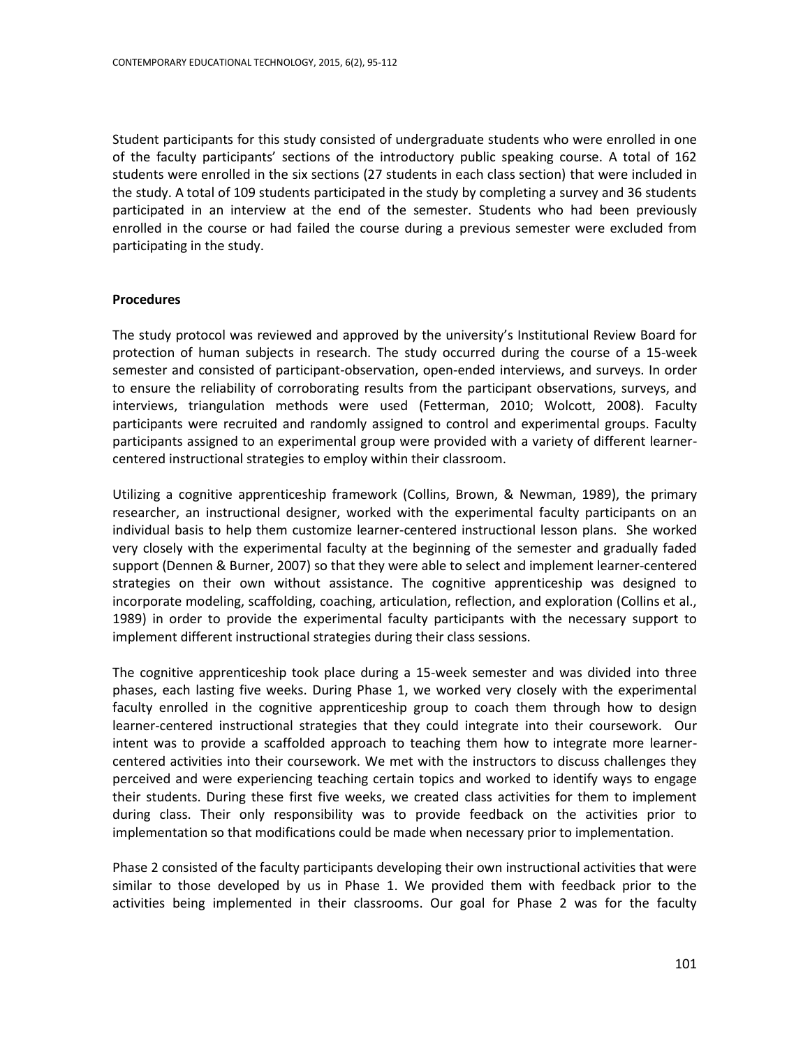Student participants for this study consisted of undergraduate students who were enrolled in one of the faculty participants' sections of the introductory public speaking course. A total of 162 students were enrolled in the six sections (27 students in each class section) that were included in the study. A total of 109 students participated in the study by completing a survey and 36 students participated in an interview at the end of the semester. Students who had been previously enrolled in the course or had failed the course during a previous semester were excluded from participating in the study.

### Procedures

The study protocol was reviewed and approved by the university's Institutional Review Board for protection of human subjects in research. The study occurred during the course of a 15-week semester and consisted of participant-observation, open-ended interviews, and surveys. In order to ensure the reliability of corroborating results from the participant observations, surveys, and interviews, triangulation methods were used (Fetterman, 2010; Wolcott, 2008). Faculty participants were recruited and randomly assigned to control and experimental groups. Faculty participants assigned to an experimental group were provided with a variety of different learner-centered instructional strategies to employ within their classroom.

Utilizing a cognitive apprenticeship framework (Collins, Brown, & Newman, 1989), the primary researcher, an instructional designer, worked with the experimental faculty participants on an individual basis to help them customize learner-centered instructional lesson plans. She worked very closely with the experimental faculty at the beginning of the semester and gradually faded support (Dennen & Burner, 2007) so that they were able to select and implement learner-centered strategies on their own without assistance. The cognitive apprenticeship was designed to incorporate modeling, scaffolding, coaching, articulation, reflection, and exploration (Collins et al., 1989) in order to provide the experimental faculty participants with the necessary support to implement different instructional strategies during their class sessions.

The cognitive apprenticeship took place during a 15-week semester and was divided into three phases, each lasting five weeks. During Phase 1, we worked very closely with the experimental faculty enrolled in the cognitive apprenticeship group to coach them through how to design learner-centered instructional strategies that they could integrate into their coursework. Our intent was to provide a scaffolded approach to teaching them how to integrate more learner-centered activities into their coursework. We met with the instructors to discuss challenges they perceived and were experiencing teaching certain topics and worked to identify ways to engage their students. During these first five weeks, we created class activities for them to implement during class. Their only responsibility was to provide feedback on the activities prior to implementation so that modifications could be made when necessary prior to implementation.

Phase 2 consisted of the faculty participants developing their own instructional activities that were similar to those developed by us in Phase 1. We provided them with feedback prior to the activities being implemented in their classrooms. Our goal for Phase 2 was for the faculty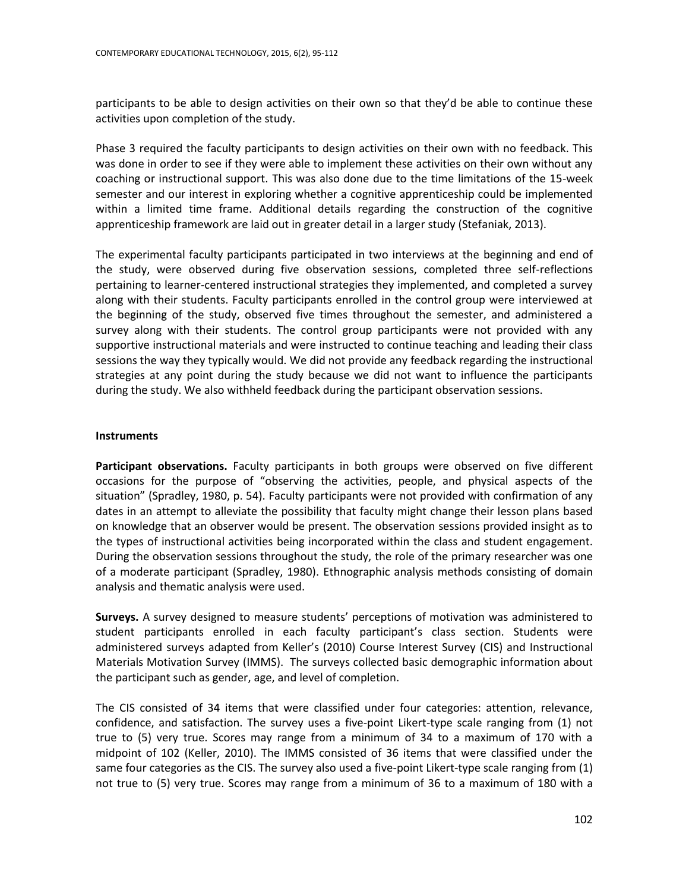participants to be able to design activities on their own so that they'd be able to continue these activities upon completion of the study.

Phase 3 required the faculty participants to design activities on their own with no feedback. This was done in order to see if they were able to implement these activities on their own without any coaching or instructional support. This was also done due to the time limitations of the 15-week semester and our interest in exploring whether a cognitive apprenticeship could be implemented within a limited time frame. Additional details regarding the construction of the cognitive apprenticeship framework are laid out in greater detail in a larger study (Stefaniak, 2013).

The experimental faculty participants participated in two interviews at the beginning and end of the study, were observed during five observation sessions, completed three self-reflections pertaining to learner-centered instructional strategies they implemented, and completed a survey along with their students. Faculty participants enrolled in the control group were interviewed at the beginning of the study, observed five times throughout the semester, and administered a survey along with their students. The control group participants were not provided with any supportive instructional materials and were instructed to continue teaching and leading their class sessions the way they typically would. We did not provide any feedback regarding the instructional strategies at any point during the study because we did not want to influence the participants during the study. We also withheld feedback during the participant observation sessions.

### Instruments

**Participant observations.** Faculty participants in both groups were observed on five different occasions for the purpose of "observing the activities, people, and physical aspects of the situation" (Spradley, 1980, p. 54). Faculty participants were not provided with confirmation of any dates in an attempt to alleviate the possibility that faculty might change their lesson plans based on knowledge that an observer would be present. The observation sessions provided insight as to the types of instructional activities being incorporated within the class and student engagement. During the observation sessions throughout the study, the role of the primary researcher was one of a moderate participant (Spradley, 1980). Ethnographic analysis methods consisting of domain analysis and thematic analysis were used.

**Surveys.** A survey designed to measure students' perceptions of motivation was administered to student participants enrolled in each faculty participant's class section. Students were administered surveys adapted from Keller's (2010) Course Interest Survey (CIS) and Instructional Materials Motivation Survey (IMMS). The surveys collected basic demographic information about the participant such as gender, age, and level of completion.

The CIS consisted of 34 items that were classified under four categories: attention, relevance, confidence, and satisfaction. The survey uses a five-point Likert-type scale ranging from (1) not true to (5) very true. Scores may range from a minimum of 34 to a maximum of 170 with a midpoint of 102 (Keller, 2010). The IMMS consisted of 36 items that were classified under the same four categories as the CIS. The survey also used a five-point Likert-type scale ranging from (1) not true to (5) very true. Scores may range from a minimum of 36 to a maximum of 180 with a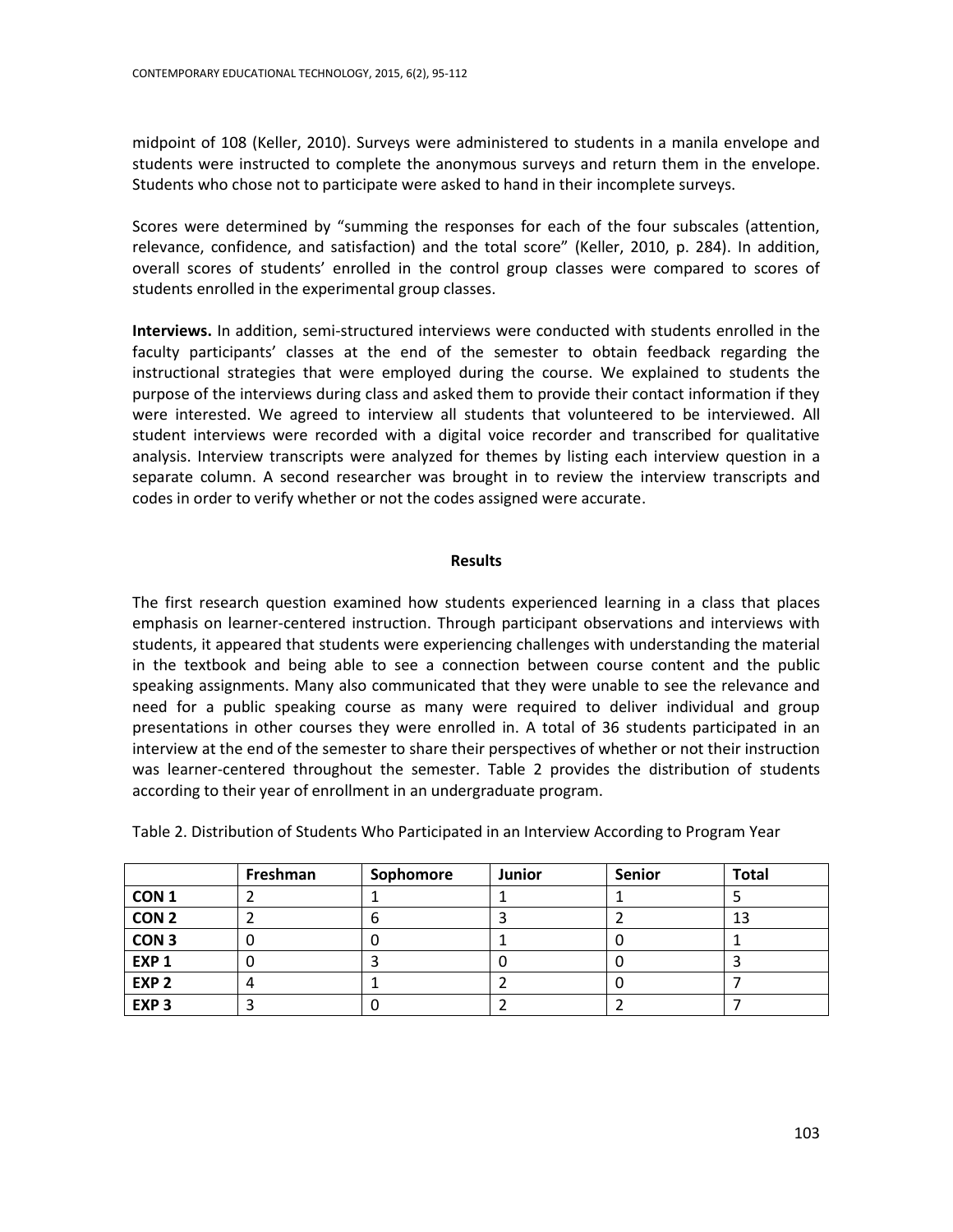midpoint of 108 (Keller, 2010). Surveys were administered to students in a manila envelope and students were instructed to complete the anonymous surveys and return them in the envelope. Students who chose not to participate were asked to hand in their incomplete surveys.

Scores were determined by "summing the responses for each of the four subscales (attention, relevance, confidence, and satisfaction) and the total score" (Keller, 2010, p. 284). In addition, overall scores of students' enrolled in the control group classes were compared to scores of students enrolled in the experimental group classes.

**Interviews.** In addition, semi-structured interviews were conducted with students enrolled in the faculty participants' classes at the end of the semester to obtain feedback regarding the instructional strategies that were employed during the course. We explained to students the purpose of the interviews during class and asked them to provide their contact information if they were interested. We agreed to interview all students that volunteered to be interviewed. All student interviews were recorded with a digital voice recorder and transcribed for qualitative analysis. Interview transcripts were analyzed for themes by listing each interview question in a separate column. A second researcher was brought in to review the interview transcripts and codes in order to verify whether or not the codes assigned were accurate.

## Results

The first research question examined how students experienced learning in a class that places emphasis on learner-centered instruction. Through participant observations and interviews with students, it appeared that students were experiencing challenges with understanding the material in the textbook and being able to see a connection between course content and the public speaking assignments. Many also communicated that they were unable to see the relevance and need for a public speaking course as many were required to deliver individual and group presentations in other courses they were enrolled in. A total of 36 students participated in an interview at the end of the semester to share their perspectives of whether or not their instruction was learner-centered throughout the semester. Table 2 provides the distribution of students according to their year of enrollment in an undergraduate program.

Table 2. Distribution of Students Who Participated in an Interview According to Program Year

| | Freshman | Sophomore | Junior | Senior | Total |
|---|---|---|---|---|---|
| **CON 1** | 2 | 1 | 1 | 1 | 5 |
| **CON 2** | 2 | 6 | 3 | 2 | 13 |
| **CON 3** | 0 | 0 | 1 | 0 | 1 |
| **EXP 1** | 0 | 3 | 0 | 0 | 3 |
| **EXP 2** | 4 | 1 | 2 | 0 | 7 |
| **EXP 3** | 3 | 0 | 2 | 2 | 7 |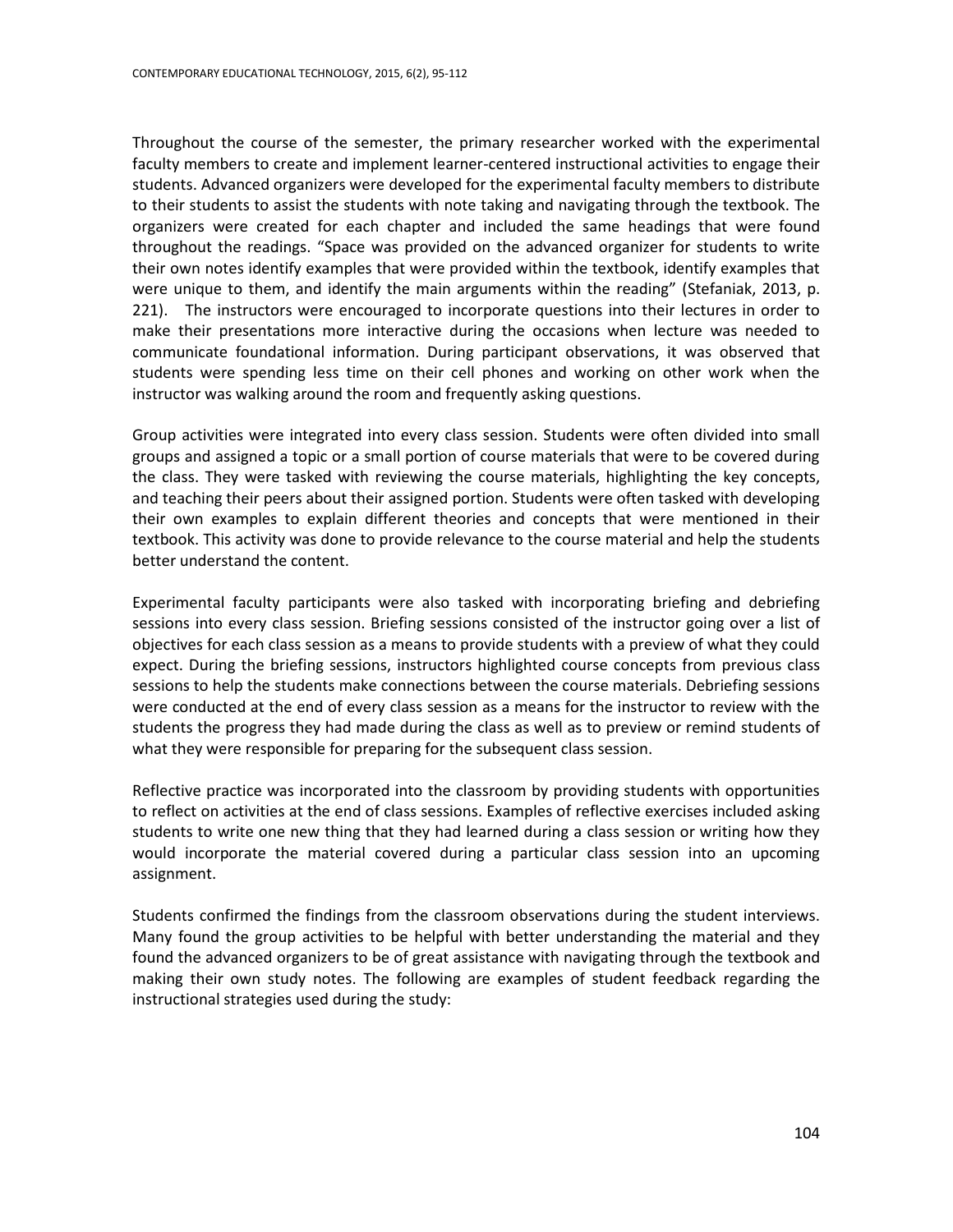Throughout the course of the semester, the primary researcher worked with the experimental faculty members to create and implement learner-centered instructional activities to engage their students. Advanced organizers were developed for the experimental faculty members to distribute to their students to assist the students with note taking and navigating through the textbook. The organizers were created for each chapter and included the same headings that were found throughout the readings. "Space was provided on the advanced organizer for students to write their own notes identify examples that were provided within the textbook, identify examples that were unique to them, and identify the main arguments within the reading" (Stefaniak, 2013, p. 221). The instructors were encouraged to incorporate questions into their lectures in order to make their presentations more interactive during the occasions when lecture was needed to communicate foundational information. During participant observations, it was observed that students were spending less time on their cell phones and working on other work when the instructor was walking around the room and frequently asking questions.

Group activities were integrated into every class session. Students were often divided into small groups and assigned a topic or a small portion of course materials that were to be covered during the class. They were tasked with reviewing the course materials, highlighting the key concepts, and teaching their peers about their assigned portion. Students were often tasked with developing their own examples to explain different theories and concepts that were mentioned in their textbook. This activity was done to provide relevance to the course material and help the students better understand the content.

Experimental faculty participants were also tasked with incorporating briefing and debriefing sessions into every class session. Briefing sessions consisted of the instructor going over a list of objectives for each class session as a means to provide students with a preview of what they could expect. During the briefing sessions, instructors highlighted course concepts from previous class sessions to help the students make connections between the course materials. Debriefing sessions were conducted at the end of every class session as a means for the instructor to review with the students the progress they had made during the class as well as to preview or remind students of what they were responsible for preparing for the subsequent class session.

Reflective practice was incorporated into the classroom by providing students with opportunities to reflect on activities at the end of class sessions. Examples of reflective exercises included asking students to write one new thing that they had learned during a class session or writing how they would incorporate the material covered during a particular class session into an upcoming assignment.

Students confirmed the findings from the classroom observations during the student interviews. Many found the group activities to be helpful with better understanding the material and they found the advanced organizers to be of great assistance with navigating through the textbook and making their own study notes. The following are examples of student feedback regarding the instructional strategies used during the study: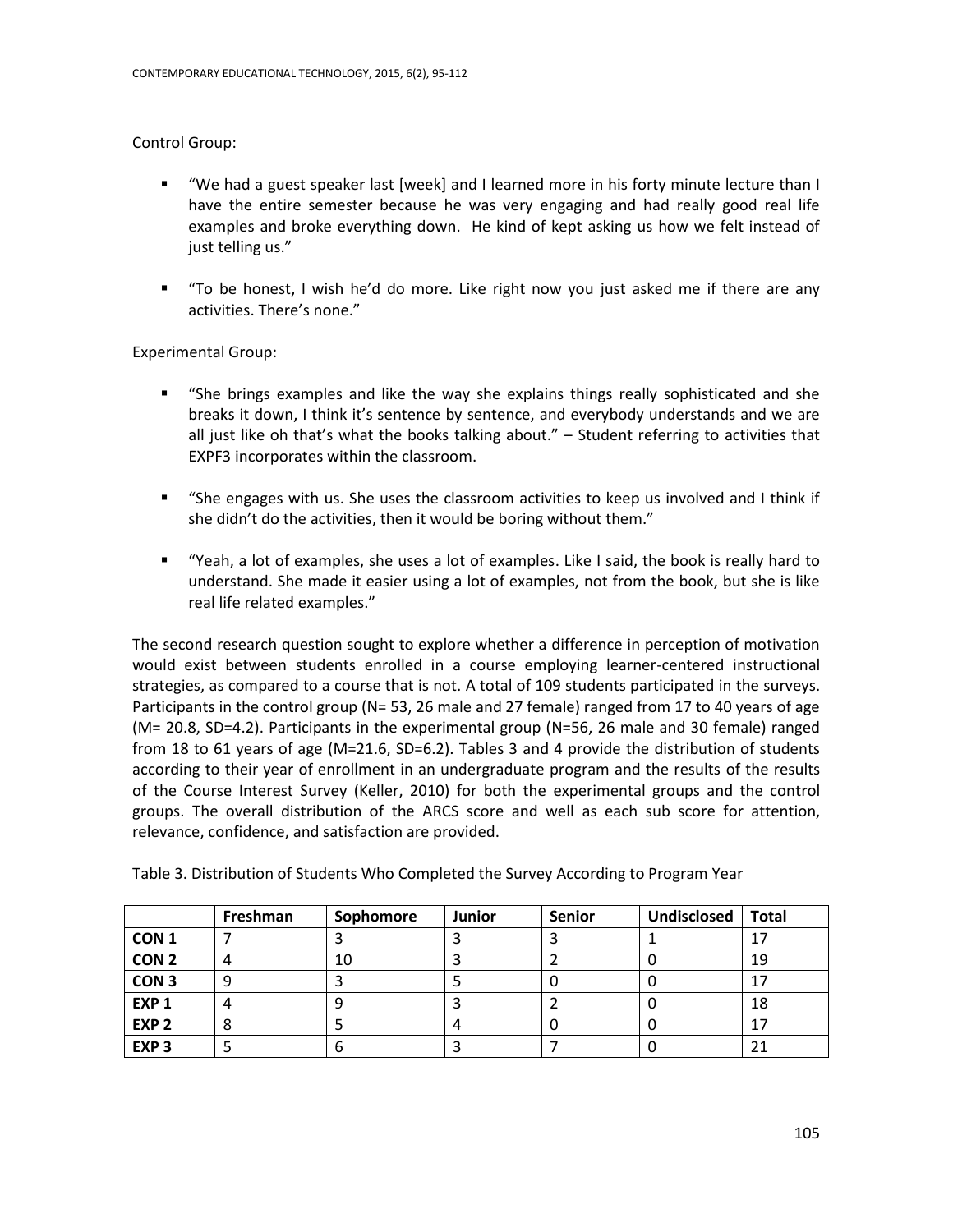Control Group:

- "We had a guest speaker last [week] and I learned more in his forty minute lecture than I have the entire semester because he was very engaging and had really good real life examples and broke everything down. He kind of kept asking us how we felt instead of just telling us."

- "To be honest, I wish he'd do more. Like right now you just asked me if there are any activities. There's none."

Experimental Group:

- "She brings examples and like the way she explains things really sophisticated and she breaks it down, I think it's sentence by sentence, and everybody understands and we are all just like oh that's what the books talking about." – Student referring to activities that EXPF3 incorporates within the classroom.

- "She engages with us. She uses the classroom activities to keep us involved and I think if she didn't do the activities, then it would be boring without them."

- "Yeah, a lot of examples, she uses a lot of examples. Like I said, the book is really hard to understand. She made it easier using a lot of examples, not from the book, but she is like real life related examples."

The second research question sought to explore whether a difference in perception of motivation would exist between students enrolled in a course employing learner-centered instructional strategies, as compared to a course that is not. A total of 109 students participated in the surveys. Participants in the control group (N= 53, 26 male and 27 female) ranged from 17 to 40 years of age (M= 20.8, SD=4.2). Participants in the experimental group (N=56, 26 male and 30 female) ranged from 18 to 61 years of age (M=21.6, SD=6.2). Tables 3 and 4 provide the distribution of students according to their year of enrollment in an undergraduate program and the results of the results of the Course Interest Survey (Keller, 2010) for both the experimental groups and the control groups. The overall distribution of the ARCS score and well as each sub score for attention, relevance, confidence, and satisfaction are provided.

Table 3. Distribution of Students Who Completed the Survey According to Program Year

| | Freshman | Sophomore | Junior | Senior | Undisclosed | Total |
|---|---|---|---|---|---|---|
| **CON 1** | 7 | 3 | 3 | 3 | 1 | 17 |
| **CON 2** | 4 | 10 | 3 | 2 | 0 | 19 |
| **CON 3** | 9 | 3 | 5 | 0 | 0 | 17 |
| **EXP 1** | 4 | 9 | 3 | 2 | 0 | 18 |
| **EXP 2** | 8 | 5 | 4 | 0 | 0 | 17 |
| **EXP 3** | 5 | 6 | 3 | 7 | 0 | 21 |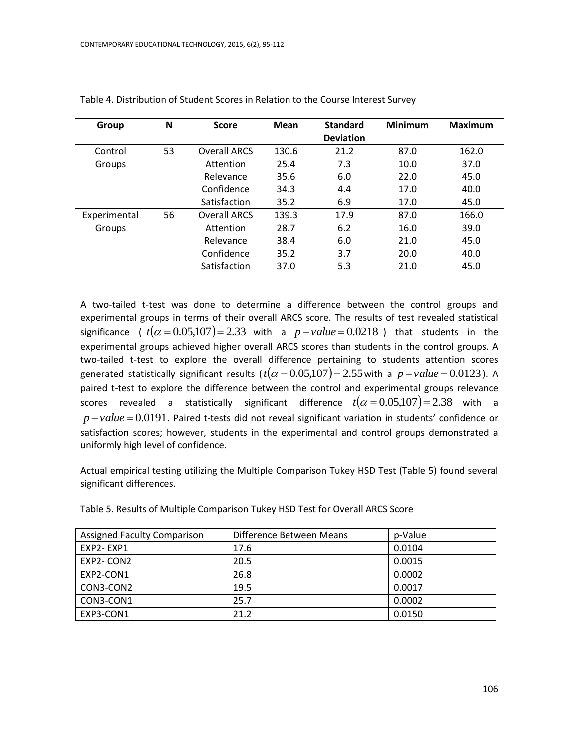Table 4. Distribution of Student Scores in Relation to the Course Interest Survey

| Group | N | Score | Mean | Standard Deviation | Minimum | Maximum |
|---|---|---|---|---|---|---|
| Control Groups | 53 | Overall ARCS | 130.6 | 21.2 | 87.0 | 162.0 |
| | | Attention | 25.4 | 7.3 | 10.0 | 37.0 |
| | | Relevance | 35.6 | 6.0 | 22.0 | 45.0 |
| | | Confidence | 34.3 | 4.4 | 17.0 | 40.0 |
| | | Satisfaction | 35.2 | 6.9 | 17.0 | 45.0 |
| Experimental Groups | 56 | Overall ARCS | 139.3 | 17.9 | 87.0 | 166.0 |
| | | Attention | 28.7 | 6.2 | 16.0 | 39.0 |
| | | Relevance | 38.4 | 6.0 | 21.0 | 45.0 |
| | | Confidence | 35.2 | 3.7 | 20.0 | 40.0 |
| | | Satisfaction | 37.0 | 5.3 | 21.0 | 45.0 |

A two-tailed t-test was done to determine a difference between the control groups and experimental groups in terms of their overall ARCS score. The results of test revealed statistical significance ( $t(\alpha = 0.05, 107) = 2.33$ with a $p - value = 0.0218$ ) that students in the experimental groups achieved higher overall ARCS scores than students in the control groups. A two-tailed t-test to explore the overall difference pertaining to students attention scores generated statistically significant results ( $t(\alpha = 0.05, 107) = 2.55$ with a $p - value = 0.0123$ ). A paired t-test to explore the difference between the control and experimental groups relevance scores revealed a statistically significant difference $t(\alpha = 0.05, 107) = 2.38$ with a $p - value = 0.0191$. Paired t-tests did not reveal significant variation in students' confidence or satisfaction scores; however, students in the experimental and control groups demonstrated a uniformly high level of confidence.

Actual empirical testing utilizing the Multiple Comparison Tukey HSD Test (Table 5) found several significant differences.

Table 5. Results of Multiple Comparison Tukey HSD Test for Overall ARCS Score

| Assigned Faculty Comparison | Difference Between Means | p-Value |
|---|---|---|
| EXP2- EXP1 | 17.6 | 0.0104 |
| EXP2- CON2 | 20.5 | 0.0015 |
| EXP2-CON1 | 26.8 | 0.0002 |
| CON3-CON2 | 19.5 | 0.0017 |
| CON3-CON1 | 25.7 | 0.0002 |
| EXP3-CON1 | 21.2 | 0.0150 |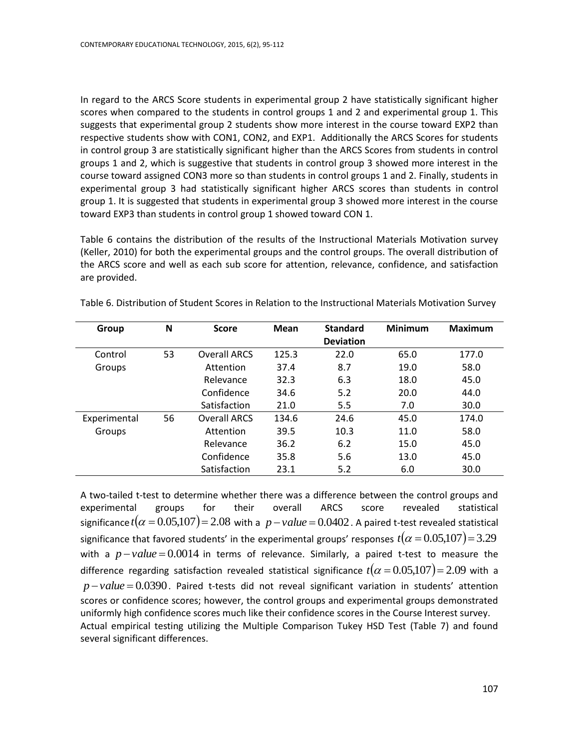In regard to the ARCS Score students in experimental group 2 have statistically significant higher scores when compared to the students in control groups 1 and 2 and experimental group 1. This suggests that experimental group 2 students show more interest in the course toward EXP2 than respective students show with CON1, CON2, and EXP1. Additionally the ARCS Scores for students in control group 3 are statistically significant higher than the ARCS Scores from students in control groups 1 and 2, which is suggestive that students in control group 3 showed more interest in the course toward assigned CON3 more so than students in control groups 1 and 2. Finally, students in experimental group 3 had statistically significant higher ARCS scores than students in control group 1. It is suggested that students in experimental group 3 showed more interest in the course toward EXP3 than students in control group 1 showed toward CON 1.

Table 6 contains the distribution of the results of the Instructional Materials Motivation survey (Keller, 2010) for both the experimental groups and the control groups. The overall distribution of the ARCS score and well as each sub score for attention, relevance, confidence, and satisfaction are provided.

Table 6. Distribution of Student Scores in Relation to the Instructional Materials Motivation Survey

| Group | N | Score | Mean | Standard Deviation | Minimum | Maximum |
|---|---|---|---|---|---|---|
| Control Groups | 53 | Overall ARCS | 125.3 | 22.0 | 65.0 | 177.0 |
| | | Attention | 37.4 | 8.7 | 19.0 | 58.0 |
| | | Relevance | 32.3 | 6.3 | 18.0 | 45.0 |
| | | Confidence | 34.6 | 5.2 | 20.0 | 44.0 |
| | | Satisfaction | 21.0 | 5.5 | 7.0 | 30.0 |
| Experimental Groups | 56 | Overall ARCS | 134.6 | 24.6 | 45.0 | 174.0 |
| | | Attention | 39.5 | 10.3 | 11.0 | 58.0 |
| | | Relevance | 36.2 | 6.2 | 15.0 | 45.0 |
| | | Confidence | 35.8 | 5.6 | 13.0 | 45.0 |
| | | Satisfaction | 23.1 | 5.2 | 6.0 | 30.0 |

A two-tailed t-test to determine whether there was a difference between the control groups and experimental groups for their overall ARCS score revealed statistical significance $t(\alpha = 0.05,107) = 2.08$ with a $p-value = 0.0402$. A paired t-test revealed statistical significance that favored students' in the experimental groups' responses $t(\alpha = 0.05,107) = 3.29$ with a $p-value = 0.0014$ in terms of relevance. Similarly, a paired t-test to measure the difference regarding satisfaction revealed statistical significance $t(\alpha = 0.05,107) = 2.09$ with a $p-value = 0.0390$. Paired t-tests did not reveal significant variation in students' attention scores or confidence scores; however, the control groups and experimental groups demonstrated uniformly high confidence scores much like their confidence scores in the Course Interest survey. Actual empirical testing utilizing the Multiple Comparison Tukey HSD Test (Table 7) and found several significant differences.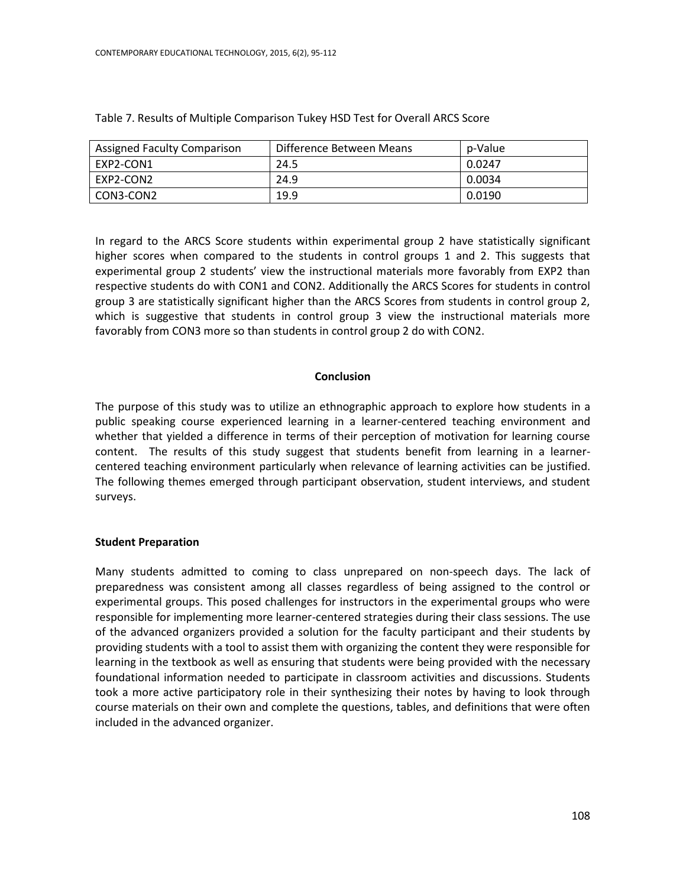Table 7. Results of Multiple Comparison Tukey HSD Test for Overall ARCS Score

| Assigned Faculty Comparison | Difference Between Means | p-Value |
| --- | --- | --- |
| EXP2-CON1 | 24.5 | 0.0247 |
| EXP2-CON2 | 24.9 | 0.0034 |
| CON3-CON2 | 19.9 | 0.0190 |

In regard to the ARCS Score students within experimental group 2 have statistically significant higher scores when compared to the students in control groups 1 and 2. This suggests that experimental group 2 students' view the instructional materials more favorably from EXP2 than respective students do with CON1 and CON2. Additionally the ARCS Scores for students in control group 3 are statistically significant higher than the ARCS Scores from students in control group 2, which is suggestive that students in control group 3 view the instructional materials more favorably from CON3 more so than students in control group 2 do with CON2.

## Conclusion

The purpose of this study was to utilize an ethnographic approach to explore how students in a public speaking course experienced learning in a learner-centered teaching environment and whether that yielded a difference in terms of their perception of motivation for learning course content. The results of this study suggest that students benefit from learning in a learner-centered teaching environment particularly when relevance of learning activities can be justified. The following themes emerged through participant observation, student interviews, and student surveys.

### Student Preparation

Many students admitted to coming to class unprepared on non-speech days. The lack of preparedness was consistent among all classes regardless of being assigned to the control or experimental groups. This posed challenges for instructors in the experimental groups who were responsible for implementing more learner-centered strategies during their class sessions. The use of the advanced organizers provided a solution for the faculty participant and their students by providing students with a tool to assist them with organizing the content they were responsible for learning in the textbook as well as ensuring that students were being provided with the necessary foundational information needed to participate in classroom activities and discussions. Students took a more active participatory role in their synthesizing their notes by having to look through course materials on their own and complete the questions, tables, and definitions that were often included in the advanced organizer.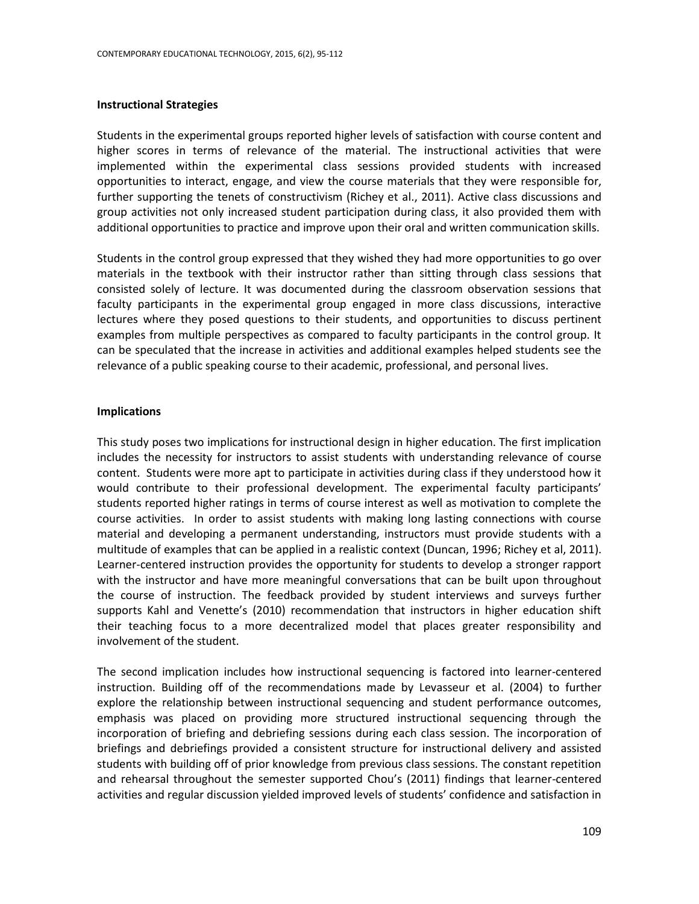### Instructional Strategies

Students in the experimental groups reported higher levels of satisfaction with course content and higher scores in terms of relevance of the material. The instructional activities that were implemented within the experimental class sessions provided students with increased opportunities to interact, engage, and view the course materials that they were responsible for, further supporting the tenets of constructivism (Richey et al., 2011). Active class discussions and group activities not only increased student participation during class, it also provided them with additional opportunities to practice and improve upon their oral and written communication skills.

Students in the control group expressed that they wished they had more opportunities to go over materials in the textbook with their instructor rather than sitting through class sessions that consisted solely of lecture. It was documented during the classroom observation sessions that faculty participants in the experimental group engaged in more class discussions, interactive lectures where they posed questions to their students, and opportunities to discuss pertinent examples from multiple perspectives as compared to faculty participants in the control group. It can be speculated that the increase in activities and additional examples helped students see the relevance of a public speaking course to their academic, professional, and personal lives.

### Implications

This study poses two implications for instructional design in higher education. The first implication includes the necessity for instructors to assist students with understanding relevance of course content. Students were more apt to participate in activities during class if they understood how it would contribute to their professional development. The experimental faculty participants' students reported higher ratings in terms of course interest as well as motivation to complete the course activities. In order to assist students with making long lasting connections with course material and developing a permanent understanding, instructors must provide students with a multitude of examples that can be applied in a realistic context (Duncan, 1996; Richey et al, 2011). Learner-centered instruction provides the opportunity for students to develop a stronger rapport with the instructor and have more meaningful conversations that can be built upon throughout the course of instruction. The feedback provided by student interviews and surveys further supports Kahl and Venette's (2010) recommendation that instructors in higher education shift their teaching focus to a more decentralized model that places greater responsibility and involvement of the student.

The second implication includes how instructional sequencing is factored into learner-centered instruction. Building off of the recommendations made by Levasseur et al. (2004) to further explore the relationship between instructional sequencing and student performance outcomes, emphasis was placed on providing more structured instructional sequencing through the incorporation of briefing and debriefing sessions during each class session. The incorporation of briefings and debriefings provided a consistent structure for instructional delivery and assisted students with building off of prior knowledge from previous class sessions. The constant repetition and rehearsal throughout the semester supported Chou's (2011) findings that learner-centered activities and regular discussion yielded improved levels of students' confidence and satisfaction in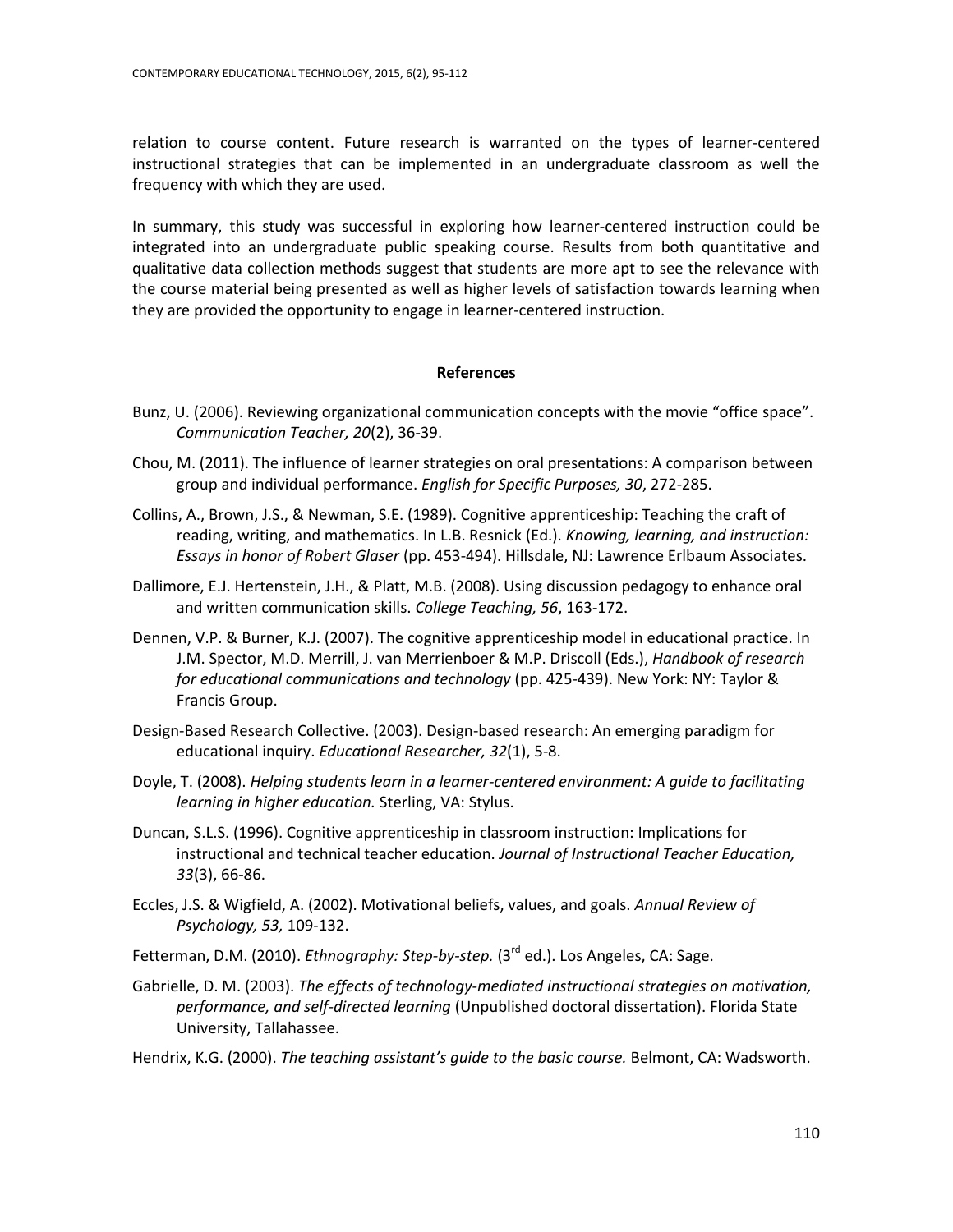relation to course content. Future research is warranted on the types of learner-centered instructional strategies that can be implemented in an undergraduate classroom as well the frequency with which they are used.

In summary, this study was successful in exploring how learner-centered instruction could be integrated into an undergraduate public speaking course. Results from both quantitative and qualitative data collection methods suggest that students are more apt to see the relevance with the course material being presented as well as higher levels of satisfaction towards learning when they are provided the opportunity to engage in learner-centered instruction.

## References

Bunz, U. (2006). Reviewing organizational communication concepts with the movie "office space". *Communication Teacher, 20*(2), 36-39.

Chou, M. (2011). The influence of learner strategies on oral presentations: A comparison between group and individual performance. *English for Specific Purposes, 30*, 272-285.

Collins, A., Brown, J.S., & Newman, S.E. (1989). Cognitive apprenticeship: Teaching the craft of reading, writing, and mathematics. In L.B. Resnick (Ed.). *Knowing, learning, and instruction: Essays in honor of Robert Glaser* (pp. 453-494). Hillsdale, NJ: Lawrence Erlbaum Associates.

Dallimore, E.J. Hertenstein, J.H., & Platt, M.B. (2008). Using discussion pedagogy to enhance oral and written communication skills. *College Teaching, 56*, 163-172.

Dennen, V.P. & Burner, K.J. (2007). The cognitive apprenticeship model in educational practice. In J.M. Spector, M.D. Merrill, J. van Merrienboer & M.P. Driscoll (Eds.), *Handbook of research for educational communications and technology* (pp. 425-439). New York: NY: Taylor & Francis Group.

Design-Based Research Collective. (2003). Design-based research: An emerging paradigm for educational inquiry. *Educational Researcher, 32*(1), 5-8.

Doyle, T. (2008). *Helping students learn in a learner-centered environment: A guide to facilitating learning in higher education.* Sterling, VA: Stylus.

Duncan, S.L.S. (1996). Cognitive apprenticeship in classroom instruction: Implications for instructional and technical teacher education. *Journal of Instructional Teacher Education, 33*(3), 66-86.

Eccles, J.S. & Wigfield, A. (2002). Motivational beliefs, values, and goals. *Annual Review of Psychology, 53,* 109-132.

Fetterman, D.M. (2010). *Ethnography: Step-by-step.* (3rd ed.). Los Angeles, CA: Sage.

Gabrielle, D. M. (2003). *The effects of technology-mediated instructional strategies on motivation, performance, and self-directed learning* (Unpublished doctoral dissertation). Florida State University, Tallahassee.

Hendrix, K.G. (2000). *The teaching assistant's guide to the basic course.* Belmont, CA: Wadsworth.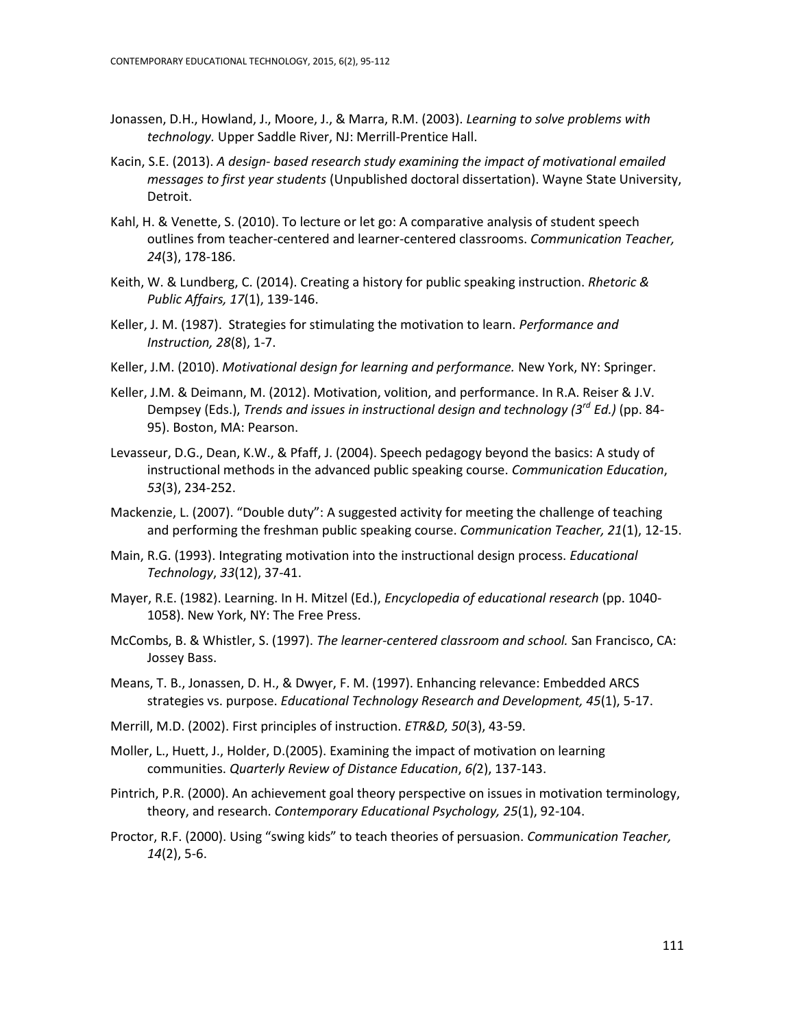Jonassen, D.H., Howland, J., Moore, J., & Marra, R.M. (2003). *Learning to solve problems with technology.* Upper Saddle River, NJ: Merrill-Prentice Hall.

Kacin, S.E. (2013). *A design- based research study examining the impact of motivational emailed messages to first year students* (Unpublished doctoral dissertation). Wayne State University, Detroit.

Kahl, H. & Venette, S. (2010). To lecture or let go: A comparative analysis of student speech outlines from teacher-centered and learner-centered classrooms. *Communication Teacher, 24*(3), 178-186.

Keith, W. & Lundberg, C. (2014). Creating a history for public speaking instruction. *Rhetoric & Public Affairs, 17*(1), 139-146.

Keller, J. M. (1987). Strategies for stimulating the motivation to learn. *Performance and Instruction, 28*(8), 1-7.

Keller, J.M. (2010). *Motivational design for learning and performance.* New York, NY: Springer.

Keller, J.M. & Deimann, M. (2012). Motivation, volition, and performance. In R.A. Reiser & J.V. Dempsey (Eds.), *Trends and issues in instructional design and technology (3rd Ed.)* (pp. 84-95). Boston, MA: Pearson.

Levasseur, D.G., Dean, K.W., & Pfaff, J. (2004). Speech pedagogy beyond the basics: A study of instructional methods in the advanced public speaking course. *Communication Education*, *53*(3), 234-252.

Mackenzie, L. (2007). "Double duty": A suggested activity for meeting the challenge of teaching and performing the freshman public speaking course. *Communication Teacher, 21*(1), 12-15.

Main, R.G. (1993). Integrating motivation into the instructional design process. *Educational Technology*, *33*(12), 37-41.

Mayer, R.E. (1982). Learning. In H. Mitzel (Ed.), *Encyclopedia of educational research* (pp. 1040-1058). New York, NY: The Free Press.

McCombs, B. & Whistler, S. (1997). *The learner-centered classroom and school.* San Francisco, CA: Jossey Bass.

Means, T. B., Jonassen, D. H., & Dwyer, F. M. (1997). Enhancing relevance: Embedded ARCS strategies vs. purpose. *Educational Technology Research and Development, 45*(1), 5-17.

Merrill, M.D. (2002). First principles of instruction. *ETR&D, 50*(3), 43-59.

Moller, L., Huett, J., Holder, D.(2005). Examining the impact of motivation on learning communities. *Quarterly Review of Distance Education*, *6(*2), 137-143.

Pintrich, P.R. (2000). An achievement goal theory perspective on issues in motivation terminology, theory, and research. *Contemporary Educational Psychology, 25*(1), 92-104.

Proctor, R.F. (2000). Using "swing kids" to teach theories of persuasion. *Communication Teacher, 14*(2), 5-6.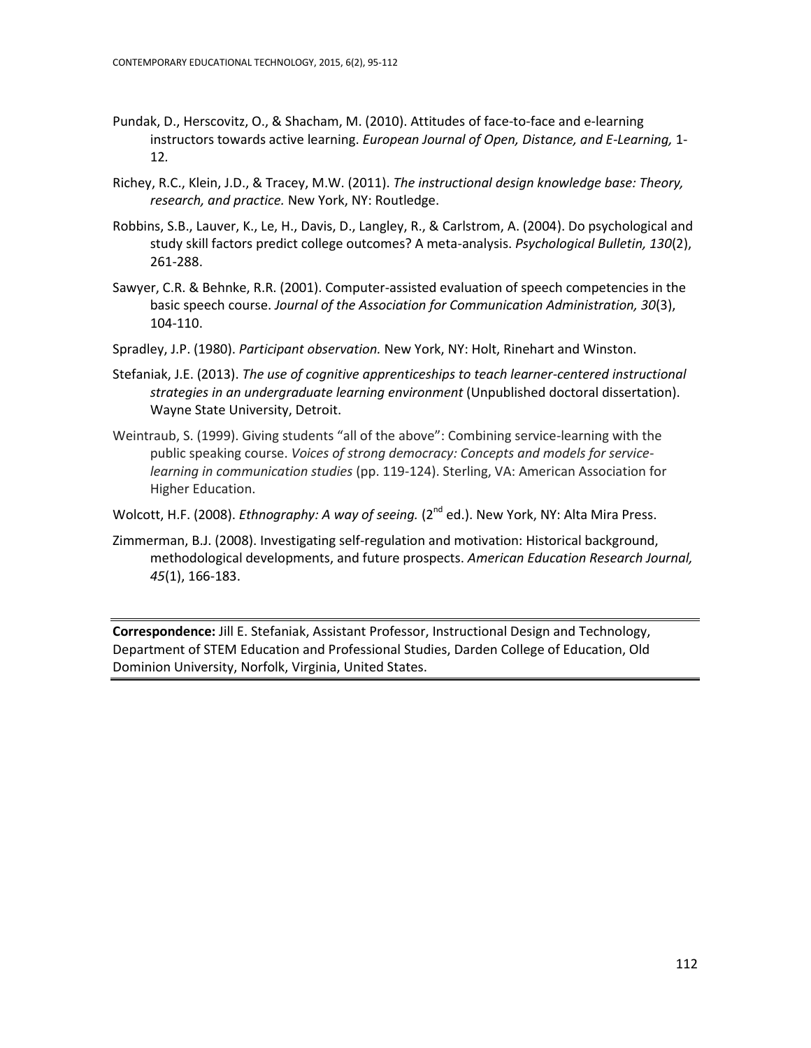Pundak, D., Herscovitz, O., & Shacham, M. (2010). Attitudes of face-to-face and e-learning instructors towards active learning. *European Journal of Open, Distance, and E-Learning,* 1-12*.*

Richey, R.C., Klein, J.D., & Tracey, M.W. (2011). *The instructional design knowledge base: Theory, research, and practice.* New York, NY: Routledge.

Robbins, S.B., Lauver, K., Le, H., Davis, D., Langley, R., & Carlstrom, A. (2004). Do psychological and study skill factors predict college outcomes? A meta-analysis. *Psychological Bulletin, 130*(2), 261-288.

Sawyer, C.R. & Behnke, R.R. (2001). Computer-assisted evaluation of speech competencies in the basic speech course. *Journal of the Association for Communication Administration, 30*(3), 104-110.

Spradley, J.P. (1980). *Participant observation.* New York, NY: Holt, Rinehart and Winston.

Stefaniak, J.E. (2013). *The use of cognitive apprenticeships to teach learner-centered instructional strategies in an undergraduate learning environment* (Unpublished doctoral dissertation). Wayne State University, Detroit.

Weintraub, S. (1999). Giving students "all of the above": Combining service-learning with the public speaking course. *Voices of strong democracy: Concepts and models for service-learning in communication studies* (pp. 119-124). Sterling, VA: American Association for Higher Education.

Wolcott, H.F. (2008). *Ethnography: A way of seeing.* (2nd ed.). New York, NY: Alta Mira Press.

Zimmerman, B.J. (2008). Investigating self-regulation and motivation: Historical background, methodological developments, and future prospects. *American Education Research Journal, 45*(1), 166-183.

---

**Correspondence:** Jill E. Stefaniak, Assistant Professor, Instructional Design and Technology, Department of STEM Education and Professional Studies, Darden College of Education, Old Dominion University, Norfolk, Virginia, United States.